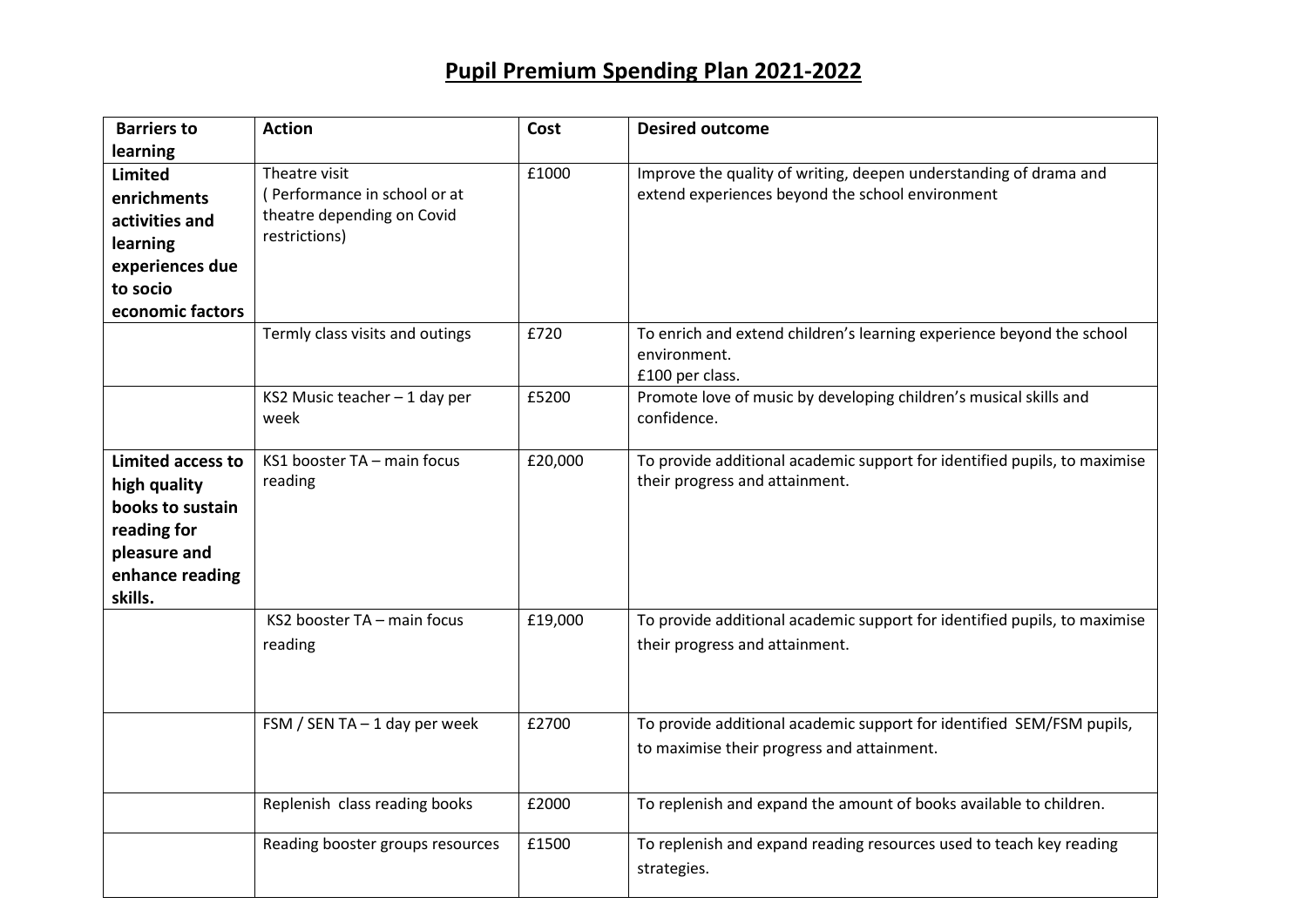# Pupil Premium Spending Plan 2021-2022

| Barriers to learning | Action | Cost | Desired outcome |
|---|---|---|---|
| **Limited enrichments activities and learning experiences due to socio economic factors** | Theatre visit ( Performance in school or at theatre depending on Covid restrictions) | £1000 | Improve the quality of writing, deepen understanding of drama and extend experiences beyond the school environment |
| | Termly class visits and outings | £720 | To enrich and extend children's learning experience beyond the school environment. £100 per class. |
| | KS2 Music teacher – 1 day per week | £5200 | Promote love of music by developing children's musical skills and confidence. |
| **Limited access to high quality books to sustain reading for pleasure and enhance reading skills.** | KS1 booster TA – main focus reading | £20,000 | To provide additional academic support for identified pupils, to maximise their progress and attainment. |
| | KS2 booster TA – main focus reading | £19,000 | To provide additional academic support for identified pupils, to maximise their progress and attainment. |
| | FSM / SEN TA – 1 day per week | £2700 | To provide additional academic support for identified SEM/FSM pupils, to maximise their progress and attainment. |
| | Replenish class reading books | £2000 | To replenish and expand the amount of books available to children. |
| | Reading booster groups resources | £1500 | To replenish and expand reading resources used to teach key reading strategies. |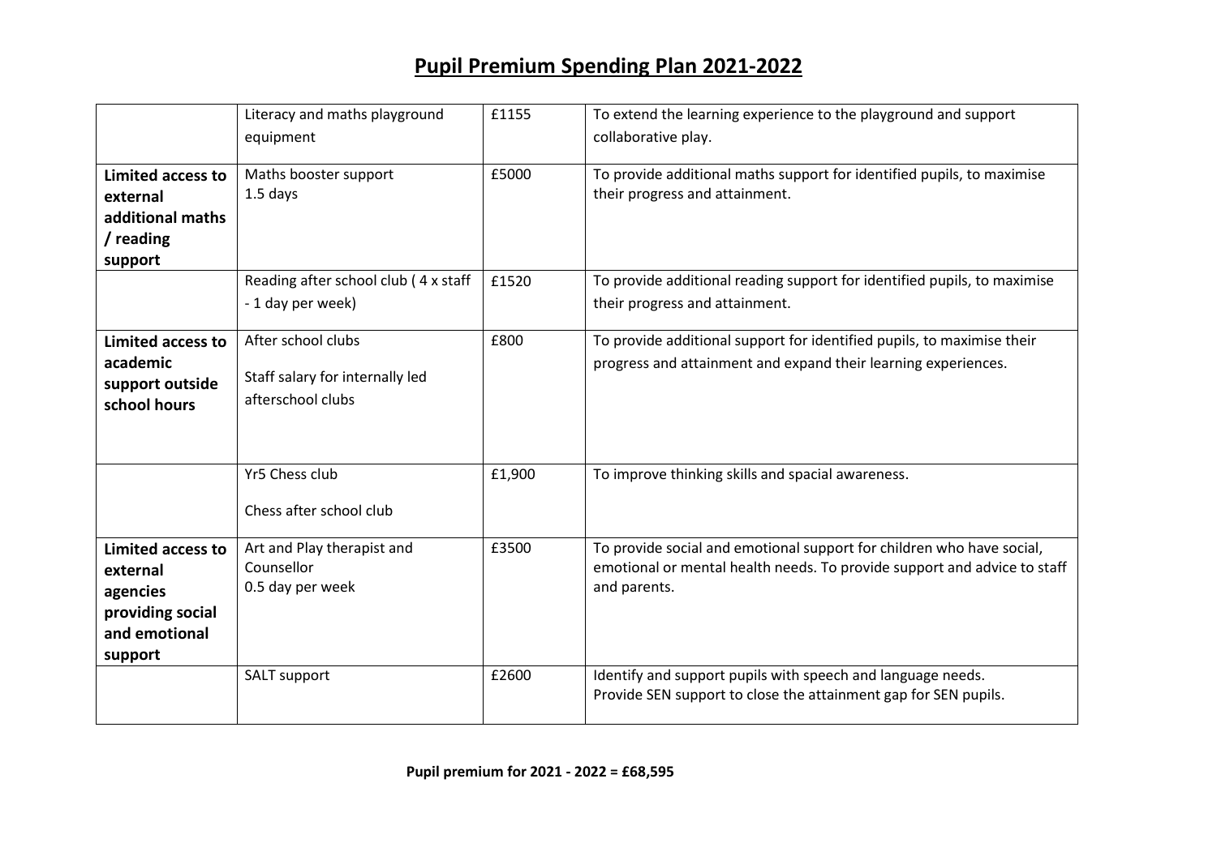# Pupil Premium Spending Plan 2021-2022

| | | | |
|---|---|---|---|
| | Literacy and maths playground equipment | £1155 | To extend the learning experience to the playground and support collaborative play. |
| **Limited access to external additional maths / reading support** | Maths booster support 1.5 days | £5000 | To provide additional maths support for identified pupils, to maximise their progress and attainment. |
| | Reading after school club ( 4 x staff - 1 day per week) | £1520 | To provide additional reading support for identified pupils, to maximise their progress and attainment. |
| **Limited access to academic support outside school hours** | After school clubs<br><br>Staff salary for internally led afterschool clubs | £800 | To provide additional support for identified pupils, to maximise their progress and attainment and expand their learning experiences. |
| | Yr5 Chess club<br><br>Chess after school club | £1,900 | To improve thinking skills and spacial awareness. |
| **Limited access to external agencies providing social and emotional support** | Art and Play therapist and Counsellor 0.5 day per week | £3500 | To provide social and emotional support for children who have social, emotional or mental health needs. To provide support and advice to staff and parents. |
| | SALT support | £2600 | Identify and support pupils with speech and language needs. Provide SEN support to close the attainment gap for SEN pupils. |

**Pupil premium for 2021 - 2022 = £68,595**